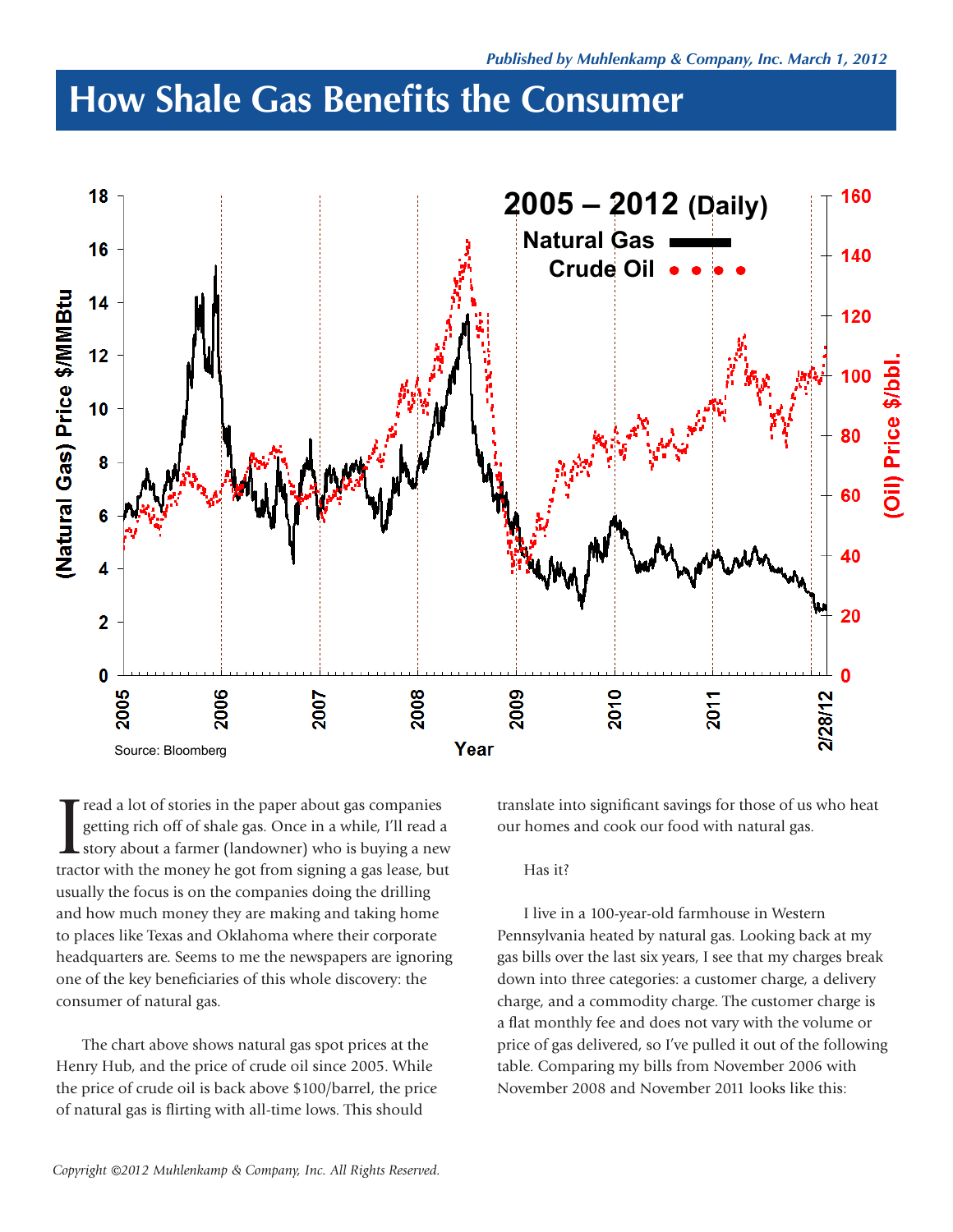*Published by Muhlenkamp & Company, Inc. March 1, 2012*

# How Shale Gas Benefits the Consumer

2005 – 2012 (Daily)

Natural Gas

Crude Oil

(Natural Gas) Price $/MMBtu

(Oil) Price $/bbl.

Year

Source: Bloomberg

I read a lot of stories in the paper about gas companies getting rich off of shale gas. Once in a while, I'll read a story about a farmer (landowner) who is buying a new tractor with the money he got from signing a gas lease, but usually the focus is on the companies doing the drilling and how much money they are making and taking home to places like Texas and Oklahoma where their corporate headquarters are. Seems to me the newspapers are ignoring one of the key beneficiaries of this whole discovery: the consumer of natural gas.

The chart above shows natural gas spot prices at the Henry Hub, and the price of crude oil since 2005. While the price of crude oil is back above $100/barrel, the price of natural gas is flirting with all-time lows. This should translate into significant savings for those of us who heat our homes and cook our food with natural gas.

Has it?

I live in a 100-year-old farmhouse in Western Pennsylvania heated by natural gas. Looking back at my gas bills over the last six years, I see that my charges break down into three categories: a customer charge, a delivery charge, and a commodity charge. The customer charge is a flat monthly fee and does not vary with the volume or price of gas delivered, so I've pulled it out of the following table. Comparing my bills from November 2006 with November 2008 and November 2011 looks like this:

*Copyright ©2012 Muhlenkamp & Company, Inc. All Rights Reserved.*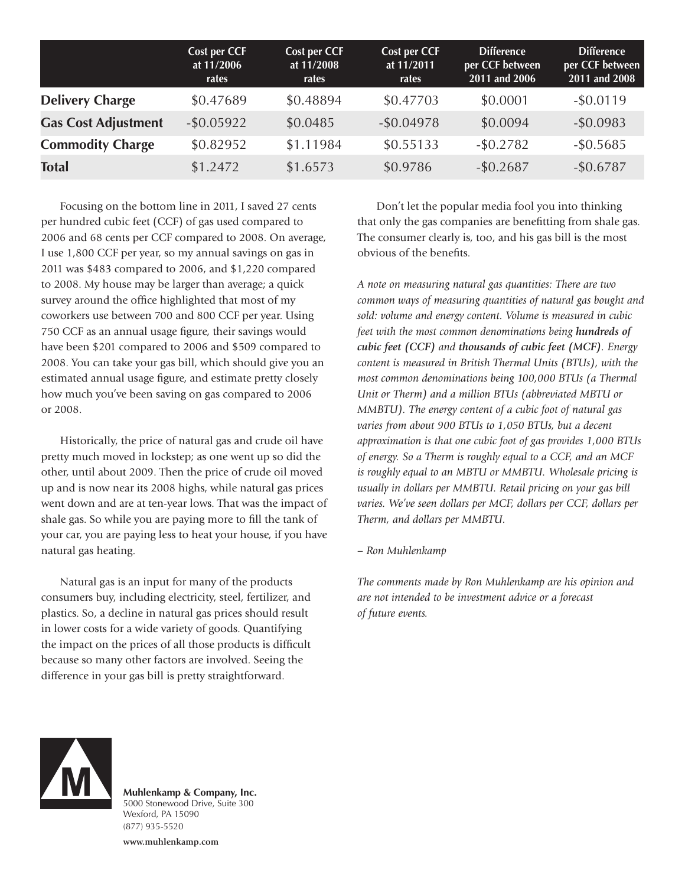| | Cost per CCF at 11/2006 rates | Cost per CCF at 11/2008 rates | Cost per CCF at 11/2011 rates | Difference per CCF between 2011 and 2006 | Difference per CCF between 2011 and 2008 |
|---|---|---|---|---|---|
| **Delivery Charge** | $0.47689 | $0.48894 | $0.47703 | $0.0001 | -$0.0119 |
| **Gas Cost Adjustment** | -$0.05922 | $0.0485 | -$0.04978 | $0.0094 | -$0.0983 |
| **Commodity Charge** | $0.82952 | $1.11984 | $0.55133 | -$0.2782 | -$0.5685 |
| **Total** | $1.2472 | $1.6573 | $0.9786 | -$0.2687 | -$0.6787 |

Focusing on the bottom line in 2011, I saved 27 cents per hundred cubic feet (CCF) of gas used compared to 2006 and 68 cents per CCF compared to 2008. On average, I use 1,800 CCF per year, so my annual savings on gas in 2011 was $483 compared to 2006, and $1,220 compared to 2008. My house may be larger than average; a quick survey around the office highlighted that most of my coworkers use between 700 and 800 CCF per year. Using 750 CCF as an annual usage figure, their savings would have been $201 compared to 2006 and $509 compared to 2008. You can take your gas bill, which should give you an estimated annual usage figure, and estimate pretty closely how much you've been saving on gas compared to 2006 or 2008.

Historically, the price of natural gas and crude oil have pretty much moved in lockstep; as one went up so did the other, until about 2009. Then the price of crude oil moved up and is now near its 2008 highs, while natural gas prices went down and are at ten-year lows. That was the impact of shale gas. So while you are paying more to fill the tank of your car, you are paying less to heat your house, if you have natural gas heating.

Natural gas is an input for many of the products consumers buy, including electricity, steel, fertilizer, and plastics. So, a decline in natural gas prices should result in lower costs for a wide variety of goods. Quantifying the impact on the prices of all those products is difficult because so many other factors are involved. Seeing the difference in your gas bill is pretty straightforward.

Don't let the popular media fool you into thinking that only the gas companies are benefitting from shale gas. The consumer clearly is, too, and his gas bill is the most obvious of the benefits.

*A note on measuring natural gas quantities: There are two common ways of measuring quantities of natural gas bought and sold: volume and energy content. Volume is measured in cubic feet with the most common denominations being **hundreds of cubic feet (CCF)** and **thousands of cubic feet (MCF)**. Energy content is measured in British Thermal Units (BTUs), with the most common denominations being 100,000 BTUs (a Thermal Unit or Therm) and a million BTUs (abbreviated MBTU or MMBTU). The energy content of a cubic foot of natural gas varies from about 900 BTUs to 1,050 BTUs, but a decent approximation is that one cubic foot of gas provides 1,000 BTUs of energy. So a Therm is roughly equal to a CCF, and an MCF is roughly equal to an MBTU or MMBTU. Wholesale pricing is usually in dollars per MMBTU. Retail pricing on your gas bill varies. We've seen dollars per MCF, dollars per CCF, dollars per Therm, and dollars per MMBTU.*

*– Ron Muhlenkamp*

*The comments made by Ron Muhlenkamp are his opinion and are not intended to be investment advice or a forecast of future events.*

**Muhlenkamp & Company, Inc.**
5000 Stonewood Drive, Suite 300
Wexford, PA 15090
(877) 935-5520
**www.muhlenkamp.com**